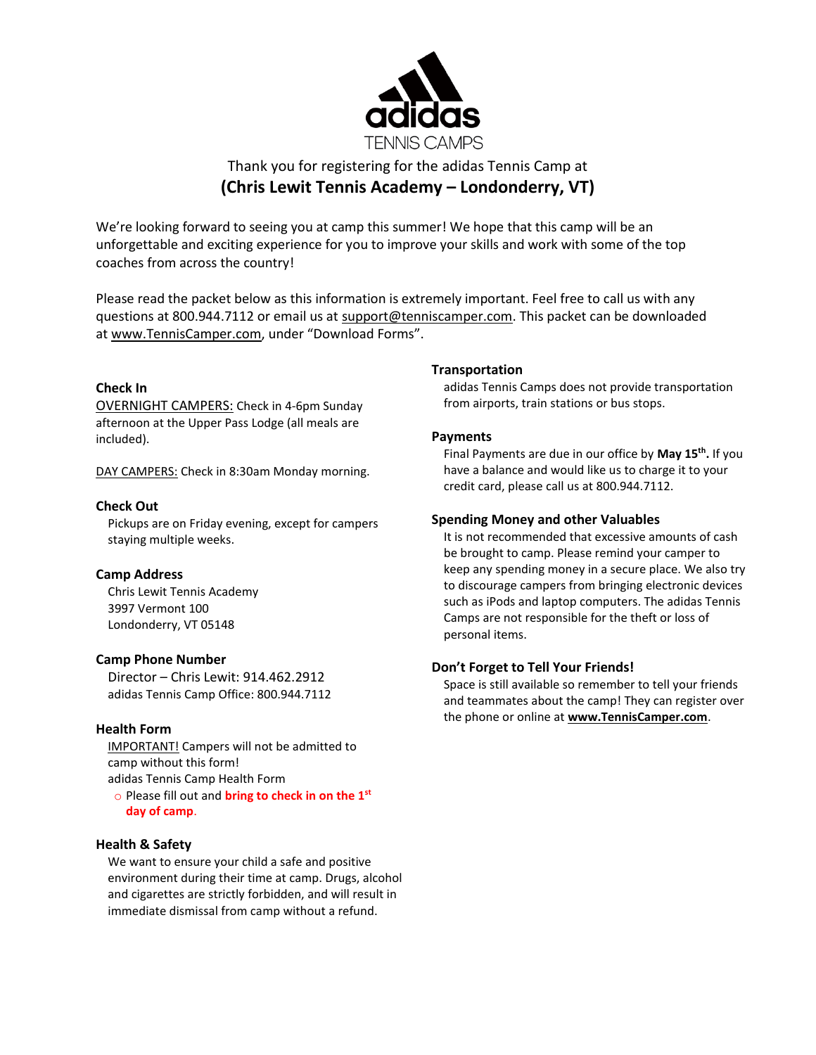adidas TENNIS CAMPS

Thank you for registering for the adidas Tennis Camp at

**(Chris Lewit Tennis Academy – Londonderry, VT)**

We're looking forward to seeing you at camp this summer! We hope that this camp will be an unforgettable and exciting experience for you to improve your skills and work with some of the top coaches from across the country!

Please read the packet below as this information is extremely important. Feel free to call us with any questions at 800.944.7112 or email us at support@tenniscamper.com. This packet can be downloaded at www.TennisCamper.com, under "Download Forms".

### Check In

OVERNIGHT CAMPERS: Check in 4-6pm Sunday afternoon at the Upper Pass Lodge (all meals are included).

DAY CAMPERS: Check in 8:30am Monday morning.

### Check Out

Pickups are on Friday evening, except for campers staying multiple weeks.

### Camp Address

Chris Lewit Tennis Academy
3997 Vermont 100
Londonderry, VT 05148

### Camp Phone Number

Director – Chris Lewit: 914.462.2912
adidas Tennis Camp Office: 800.944.7112

### Health Form

IMPORTANT! Campers will not be admitted to camp without this form!
adidas Tennis Camp Health Form

- Please fill out and **bring to check in on the 1st day of camp**.

### Health & Safety

We want to ensure your child a safe and positive environment during their time at camp. Drugs, alcohol and cigarettes are strictly forbidden, and will result in immediate dismissal from camp without a refund.

### Transportation

adidas Tennis Camps does not provide transportation from airports, train stations or bus stops.

### Payments

Final Payments are due in our office by **May 15th.** If you have a balance and would like us to charge it to your credit card, please call us at 800.944.7112.

### Spending Money and other Valuables

It is not recommended that excessive amounts of cash be brought to camp. Please remind your camper to keep any spending money in a secure place. We also try to discourage campers from bringing electronic devices such as iPods and laptop computers. The adidas Tennis Camps are not responsible for the theft or loss of personal items.

### Don't Forget to Tell Your Friends!

Space is still available so remember to tell your friends and teammates about the camp! They can register over the phone or online at **www.TennisCamper.com**.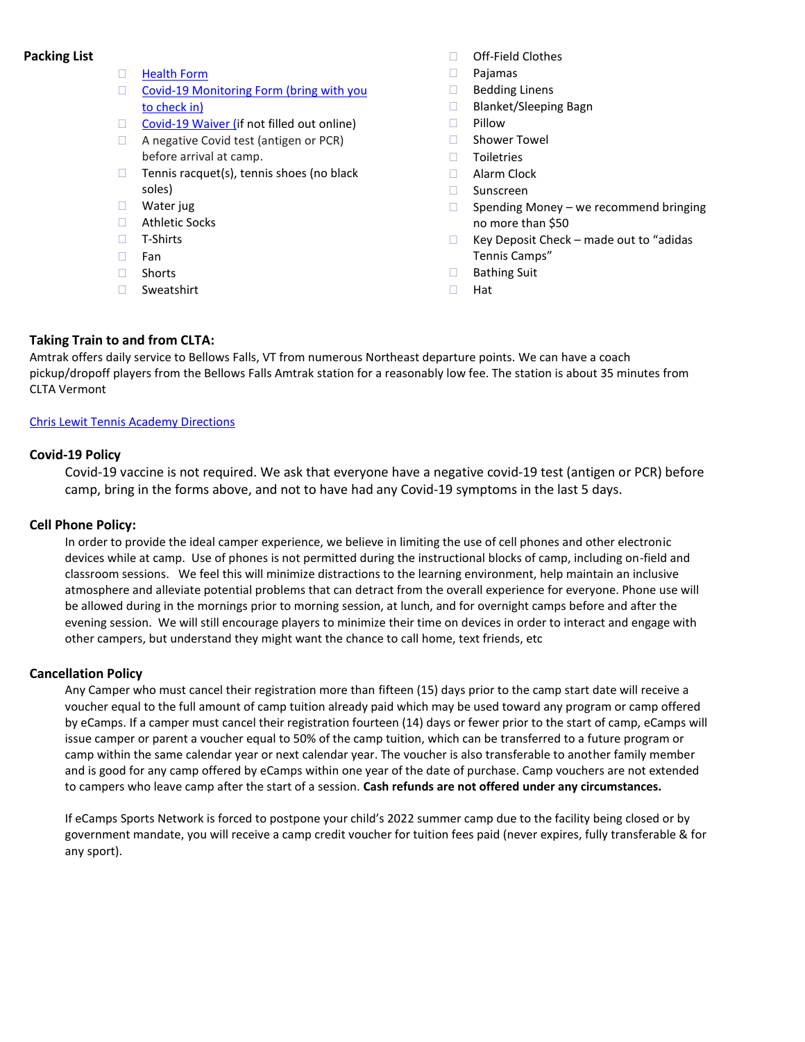**Packing List**

- [ ] Health Form
- [ ] Covid-19 Monitoring Form (bring with you to check in)
- [ ] Covid-19 Waiver (if not filled out online)
- [ ] A negative Covid test (antigen or PCR) before arrival at camp.
- [ ] Tennis racquet(s), tennis shoes (no black soles)
- [ ] Water jug
- [ ] Athletic Socks
- [ ] T-Shirts
- [ ] Fan
- [ ] Shorts
- [ ] Sweatshirt
- [ ] Off-Field Clothes
- [ ] Pajamas
- [ ] Bedding Linens
- [ ] Blanket/Sleeping Bagn
- [ ] Pillow
- [ ] Shower Towel
- [ ] Toiletries
- [ ] Alarm Clock
- [ ] Sunscreen
- [ ] Spending Money – we recommend bringing no more than $50
- [ ] Key Deposit Check – made out to "adidas Tennis Camps"
- [ ] Bathing Suit
- [ ] Hat

## Taking Train to and from CLTA:

Amtrak offers daily service to Bellows Falls, VT from numerous Northeast departure points. We can have a coach pickup/dropoff players from the Bellows Falls Amtrak station for a reasonably low fee. The station is about 35 minutes from CLTA Vermont

Chris Lewit Tennis Academy Directions

## Covid-19 Policy

Covid-19 vaccine is not required. We ask that everyone have a negative covid-19 test (antigen or PCR) before camp, bring in the forms above, and not to have had any Covid-19 symptoms in the last 5 days.

## Cell Phone Policy:

In order to provide the ideal camper experience, we believe in limiting the use of cell phones and other electronic devices while at camp. Use of phones is not permitted during the instructional blocks of camp, including on-field and classroom sessions. We feel this will minimize distractions to the learning environment, help maintain an inclusive atmosphere and alleviate potential problems that can detract from the overall experience for everyone. Phone use will be allowed during in the mornings prior to morning session, at lunch, and for overnight camps before and after the evening session. We will still encourage players to minimize their time on devices in order to interact and engage with other campers, but understand they might want the chance to call home, text friends, etc

## Cancellation Policy

Any Camper who must cancel their registration more than fifteen (15) days prior to the camp start date will receive a voucher equal to the full amount of camp tuition already paid which may be used toward any program or camp offered by eCamps. If a camper must cancel their registration fourteen (14) days or fewer prior to the start of camp, eCamps will issue camper or parent a voucher equal to 50% of the camp tuition, which can be transferred to a future program or camp within the same calendar year or next calendar year. The voucher is also transferable to another family member and is good for any camp offered by eCamps within one year of the date of purchase. Camp vouchers are not extended to campers who leave camp after the start of a session. **Cash refunds are not offered under any circumstances.**

If eCamps Sports Network is forced to postpone your child's 2022 summer camp due to the facility being closed or by government mandate, you will receive a camp credit voucher for tuition fees paid (never expires, fully transferable & for any sport).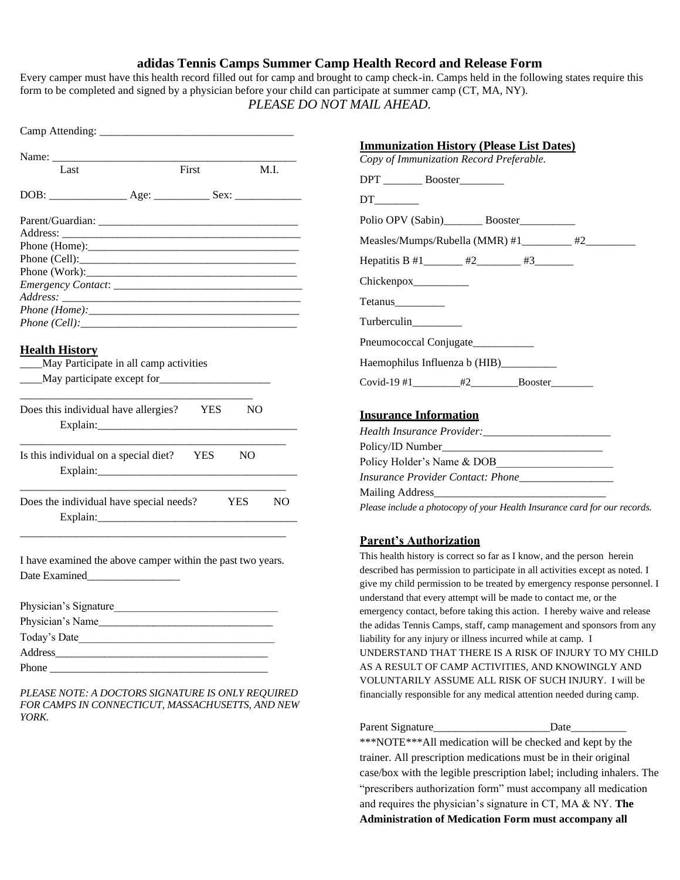## adidas Tennis Camps Summer Camp Health Record and Release Form

Every camper must have this health record filled out for camp and brought to camp check-in. Camps held in the following states require this form to be completed and signed by a physician before your child can participate at summer camp (CT, MA, NY).

*PLEASE DO NOT MAIL AHEAD.*

Camp Attending: ___________________________________

Name: _____________________________________________
Last First M.I.

DOB: ______________ Age: __________ Sex: ____________

Parent/Guardian: ____________________________________
Address: ___________________________________________
Phone (Home):______________________________________
Phone (Cell):_______________________________________
Phone (Work):______________________________________
*Emergency Contact*: __________________________________
*Address:* ___________________________________________
*Phone (Home):*______________________________________
*Phone (Cell):*_______________________________________

### Health History

____May Participate in all camp activities

____May participate except for____________________

__________________________________________

Does this individual have allergies? YES NO
Explain:____________________________________

________________________________________________

Is this individual on a special diet? YES NO
Explain:____________________________________

________________________________________________

Does the individual have special needs? YES NO
Explain:____________________________________

________________________________________________

I have examined the above camper within the past two years.
Date Examined_________________

Physician's Signature______________________________
Physician's Name________________________________
Today's Date___________________________________
Address_______________________________________
Phone ________________________________________

*PLEASE NOTE: A DOCTORS SIGNATURE IS ONLY REQUIRED FOR CAMPS IN CONNECTICUT, MASSACHUSETTS, AND NEW YORK.*

### Immunization History (Please List Dates)

*Copy of Immunization Record Preferable.*

DPT _______ Booster________

DT________

Polio OPV (Sabin)_______ Booster__________

Measles/Mumps/Rubella (MMR) #1_________ #2_________

Hepatitis B #1_______ #2________ #3_______

Chickenpox__________

Tetanus_________

Turberculin_________

Pneumococcal Conjugate___________

Haemophilus Influenza b (HIB)__________

Covid-19 #1_________#2_________Booster________

### Insurance Information

*Health Insurance Provider:*_______________________
Policy/ID Number_____________________________
Policy Holder's Name & DOB_____________________
*Insurance Provider Contact: Phone*_________________
Mailing Address_______________________________
*Please include a photocopy of your Health Insurance card for our records.*

### Parent's Authorization

This health history is correct so far as I know, and the person herein described has permission to participate in all activities except as noted. I give my child permission to be treated by emergency response personnel. I understand that every attempt will be made to contact me, or the emergency contact, before taking this action. I hereby waive and release the adidas Tennis Camps, staff, camp management and sponsors from any liability for any injury or illness incurred while at camp. I UNDERSTAND THAT THERE IS A RISK OF INJURY TO MY CHILD AS A RESULT OF CAMP ACTIVITIES, AND KNOWINGLY AND VOLUNTARILY ASSUME ALL RISK OF SUCH INJURY. I will be financially responsible for any medical attention needed during camp.

Parent Signature_____________________Date__________

\*\*\*NOTE\*\*\*All medication will be checked and kept by the trainer. All prescription medications must be in their original case/box with the legible prescription label; including inhalers. The "prescribers authorization form" must accompany all medication and requires the physician's signature in CT, MA & NY. **The Administration of Medication Form must accompany all**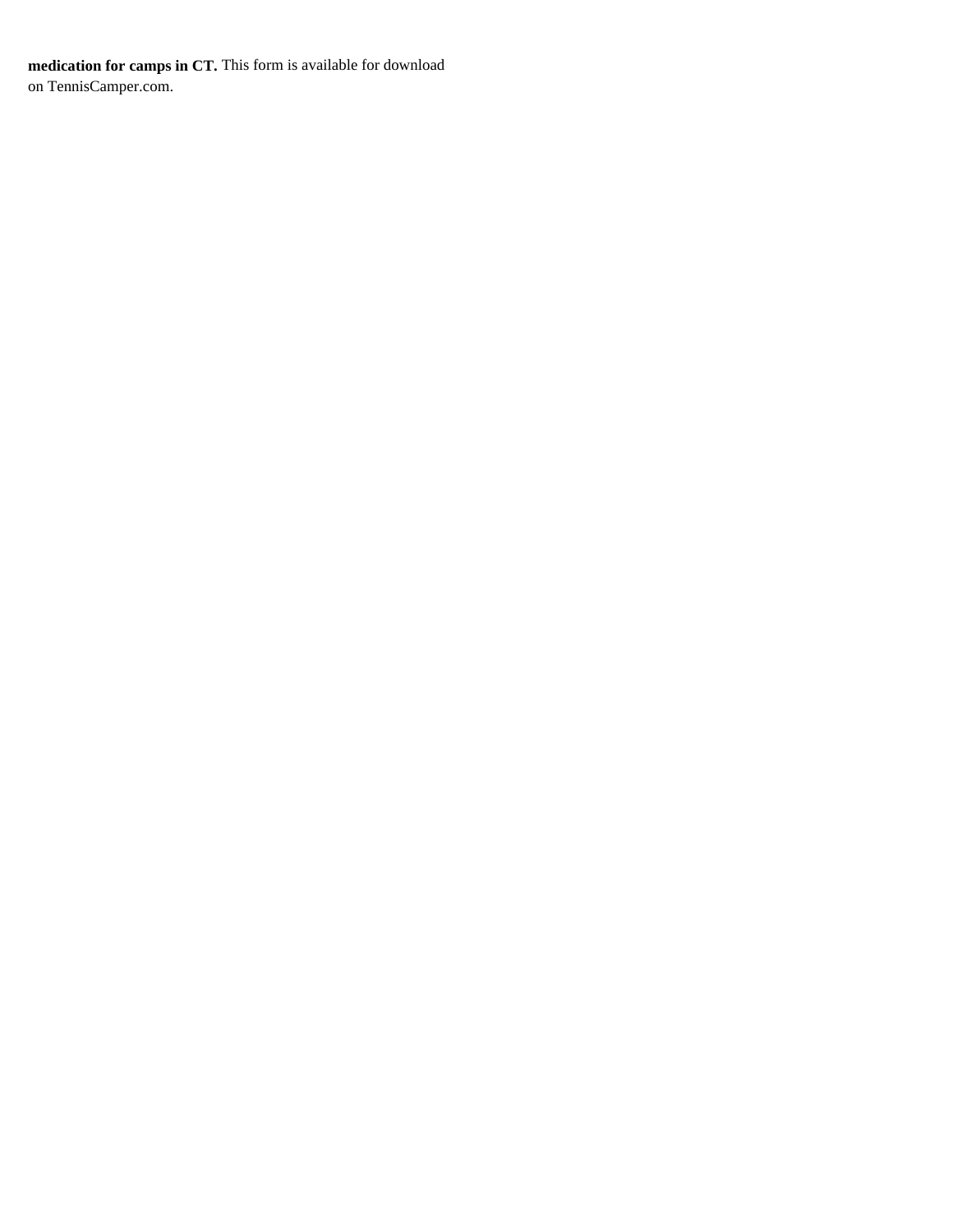**medication for camps in CT.** This form is available for download on TennisCamper.com.